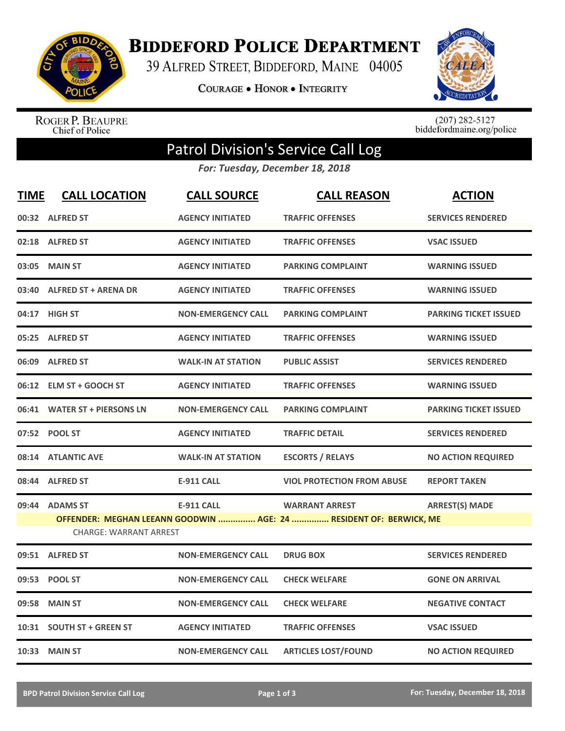# BIDDEFORD POLICE DEPARTMENT

39 ALFRED STREET, BIDDEFORD, MAINE 04005

COURAGE • HONOR • INTEGRITY

ROGER P. BEAUPRE
Chief of Police

(207) 282-5127
biddefordmaine.org/police

## Patrol Division's Service Call Log

*For: Tuesday, December 18, 2018*

| TIME | CALL LOCATION | CALL SOURCE | CALL REASON | ACTION |
|---|---|---|---|---|
| 00:32 | ALFRED ST | AGENCY INITIATED | TRAFFIC OFFENSES | SERVICES RENDERED |
| 02:18 | ALFRED ST | AGENCY INITIATED | TRAFFIC OFFENSES | VSAC ISSUED |
| 03:05 | MAIN ST | AGENCY INITIATED | PARKING COMPLAINT | WARNING ISSUED |
| 03:40 | ALFRED ST + ARENA DR | AGENCY INITIATED | TRAFFIC OFFENSES | WARNING ISSUED |
| 04:17 | HIGH ST | NON-EMERGENCY CALL | PARKING COMPLAINT | PARKING TICKET ISSUED |
| 05:25 | ALFRED ST | AGENCY INITIATED | TRAFFIC OFFENSES | WARNING ISSUED |
| 06:09 | ALFRED ST | WALK-IN AT STATION | PUBLIC ASSIST | SERVICES RENDERED |
| 06:12 | ELM ST + GOOCH ST | AGENCY INITIATED | TRAFFIC OFFENSES | WARNING ISSUED |
| 06:41 | WATER ST + PIERSONS LN | NON-EMERGENCY CALL | PARKING COMPLAINT | PARKING TICKET ISSUED |
| 07:52 | POOL ST | AGENCY INITIATED | TRAFFIC DETAIL | SERVICES RENDERED |
| 08:14 | ATLANTIC AVE | WALK-IN AT STATION | ESCORTS / RELAYS | NO ACTION REQUIRED |
| 08:44 | ALFRED ST | E-911 CALL | VIOL PROTECTION FROM ABUSE | REPORT TAKEN |
| 09:44 | ADAMS ST | E-911 CALL | WARRANT ARREST | ARREST(S) MADE |
| | OFFENDER: MEGHAN LEEANN GOODWIN ............... AGE: 24 ............... RESIDENT OF: BERWICK, ME | | | |
| | CHARGE: WARRANT ARREST | | | |
| 09:51 | ALFRED ST | NON-EMERGENCY CALL | DRUG BOX | SERVICES RENDERED |
| 09:53 | POOL ST | NON-EMERGENCY CALL | CHECK WELFARE | GONE ON ARRIVAL |
| 09:58 | MAIN ST | NON-EMERGENCY CALL | CHECK WELFARE | NEGATIVE CONTACT |
| 10:31 | SOUTH ST + GREEN ST | AGENCY INITIATED | TRAFFIC OFFENSES | VSAC ISSUED |
| 10:33 | MAIN ST | NON-EMERGENCY CALL | ARTICLES LOST/FOUND | NO ACTION REQUIRED |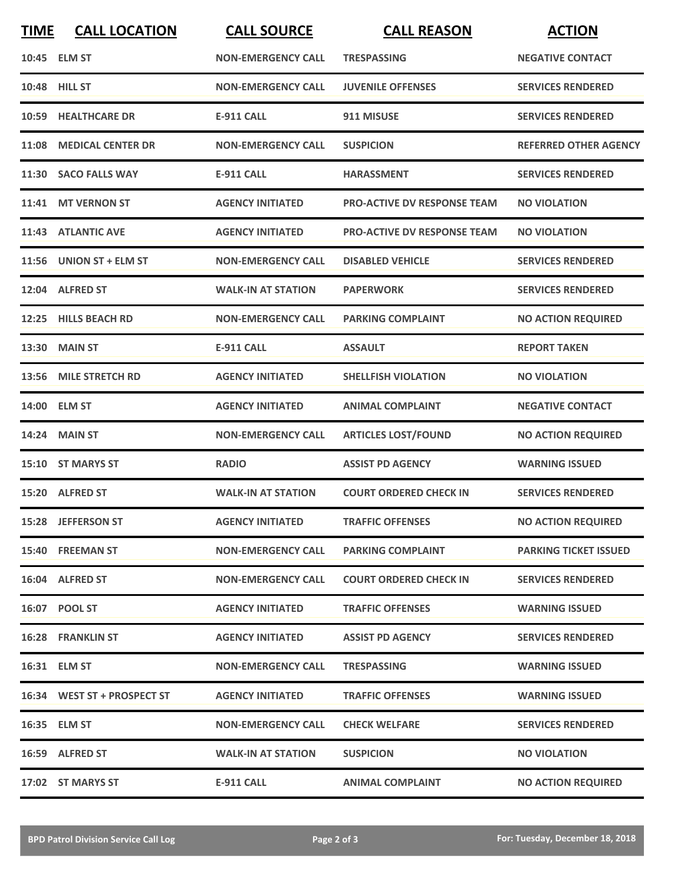| TIME | CALL LOCATION | CALL SOURCE | CALL REASON | ACTION |
|---|---|---|---|---|
| 10:45 | ELM ST | NON-EMERGENCY CALL | TRESPASSING | NEGATIVE CONTACT |
| 10:48 | HILL ST | NON-EMERGENCY CALL | JUVENILE OFFENSES | SERVICES RENDERED |
| 10:59 | HEALTHCARE DR | E-911 CALL | 911 MISUSE | SERVICES RENDERED |
| 11:08 | MEDICAL CENTER DR | NON-EMERGENCY CALL | SUSPICION | REFERRED OTHER AGENCY |
| 11:30 | SACO FALLS WAY | E-911 CALL | HARASSMENT | SERVICES RENDERED |
| 11:41 | MT VERNON ST | AGENCY INITIATED | PRO-ACTIVE DV RESPONSE TEAM | NO VIOLATION |
| 11:43 | ATLANTIC AVE | AGENCY INITIATED | PRO-ACTIVE DV RESPONSE TEAM | NO VIOLATION |
| 11:56 | UNION ST + ELM ST | NON-EMERGENCY CALL | DISABLED VEHICLE | SERVICES RENDERED |
| 12:04 | ALFRED ST | WALK-IN AT STATION | PAPERWORK | SERVICES RENDERED |
| 12:25 | HILLS BEACH RD | NON-EMERGENCY CALL | PARKING COMPLAINT | NO ACTION REQUIRED |
| 13:30 | MAIN ST | E-911 CALL | ASSAULT | REPORT TAKEN |
| 13:56 | MILE STRETCH RD | AGENCY INITIATED | SHELLFISH VIOLATION | NO VIOLATION |
| 14:00 | ELM ST | AGENCY INITIATED | ANIMAL COMPLAINT | NEGATIVE CONTACT |
| 14:24 | MAIN ST | NON-EMERGENCY CALL | ARTICLES LOST/FOUND | NO ACTION REQUIRED |
| 15:10 | ST MARYS ST | RADIO | ASSIST PD AGENCY | WARNING ISSUED |
| 15:20 | ALFRED ST | WALK-IN AT STATION | COURT ORDERED CHECK IN | SERVICES RENDERED |
| 15:28 | JEFFERSON ST | AGENCY INITIATED | TRAFFIC OFFENSES | NO ACTION REQUIRED |
| 15:40 | FREEMAN ST | NON-EMERGENCY CALL | PARKING COMPLAINT | PARKING TICKET ISSUED |
| 16:04 | ALFRED ST | NON-EMERGENCY CALL | COURT ORDERED CHECK IN | SERVICES RENDERED |
| 16:07 | POOL ST | AGENCY INITIATED | TRAFFIC OFFENSES | WARNING ISSUED |
| 16:28 | FRANKLIN ST | AGENCY INITIATED | ASSIST PD AGENCY | SERVICES RENDERED |
| 16:31 | ELM ST | NON-EMERGENCY CALL | TRESPASSING | WARNING ISSUED |
| 16:34 | WEST ST + PROSPECT ST | AGENCY INITIATED | TRAFFIC OFFENSES | WARNING ISSUED |
| 16:35 | ELM ST | NON-EMERGENCY CALL | CHECK WELFARE | SERVICES RENDERED |
| 16:59 | ALFRED ST | WALK-IN AT STATION | SUSPICION | NO VIOLATION |
| 17:02 | ST MARYS ST | E-911 CALL | ANIMAL COMPLAINT | NO ACTION REQUIRED |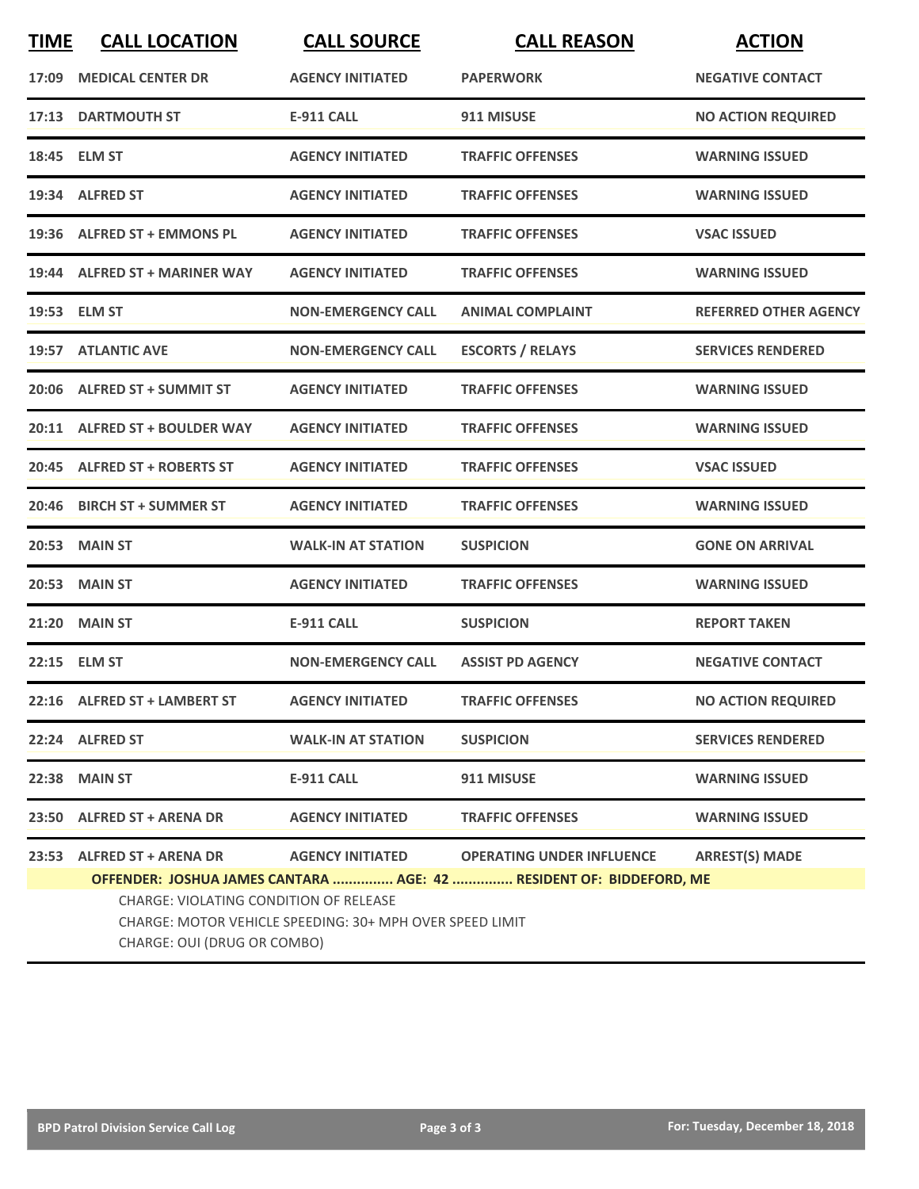| TIME | CALL LOCATION | CALL SOURCE | CALL REASON | ACTION |
|---|---|---|---|---|
| 17:09 | MEDICAL CENTER DR | AGENCY INITIATED | PAPERWORK | NEGATIVE CONTACT |
| 17:13 | DARTMOUTH ST | E-911 CALL | 911 MISUSE | NO ACTION REQUIRED |
| 18:45 | ELM ST | AGENCY INITIATED | TRAFFIC OFFENSES | WARNING ISSUED |
| 19:34 | ALFRED ST | AGENCY INITIATED | TRAFFIC OFFENSES | WARNING ISSUED |
| 19:36 | ALFRED ST + EMMONS PL | AGENCY INITIATED | TRAFFIC OFFENSES | VSAC ISSUED |
| 19:44 | ALFRED ST + MARINER WAY | AGENCY INITIATED | TRAFFIC OFFENSES | WARNING ISSUED |
| 19:53 | ELM ST | NON-EMERGENCY CALL | ANIMAL COMPLAINT | REFERRED OTHER AGENCY |
| 19:57 | ATLANTIC AVE | NON-EMERGENCY CALL | ESCORTS / RELAYS | SERVICES RENDERED |
| 20:06 | ALFRED ST + SUMMIT ST | AGENCY INITIATED | TRAFFIC OFFENSES | WARNING ISSUED |
| 20:11 | ALFRED ST + BOULDER WAY | AGENCY INITIATED | TRAFFIC OFFENSES | WARNING ISSUED |
| 20:45 | ALFRED ST + ROBERTS ST | AGENCY INITIATED | TRAFFIC OFFENSES | VSAC ISSUED |
| 20:46 | BIRCH ST + SUMMER ST | AGENCY INITIATED | TRAFFIC OFFENSES | WARNING ISSUED |
| 20:53 | MAIN ST | WALK-IN AT STATION | SUSPICION | GONE ON ARRIVAL |
| 20:53 | MAIN ST | AGENCY INITIATED | TRAFFIC OFFENSES | WARNING ISSUED |
| 21:20 | MAIN ST | E-911 CALL | SUSPICION | REPORT TAKEN |
| 22:15 | ELM ST | NON-EMERGENCY CALL | ASSIST PD AGENCY | NEGATIVE CONTACT |
| 22:16 | ALFRED ST + LAMBERT ST | AGENCY INITIATED | TRAFFIC OFFENSES | NO ACTION REQUIRED |
| 22:24 | ALFRED ST | WALK-IN AT STATION | SUSPICION | SERVICES RENDERED |
| 22:38 | MAIN ST | E-911 CALL | 911 MISUSE | WARNING ISSUED |
| 23:50 | ALFRED ST + ARENA DR | AGENCY INITIATED | TRAFFIC OFFENSES | WARNING ISSUED |
| 23:53 | ALFRED ST + ARENA DR | AGENCY INITIATED | OPERATING UNDER INFLUENCE | ARREST(S) MADE |

**OFFENDER: JOSHUA JAMES CANTARA ............... AGE: 42 ............... RESIDENT OF: BIDDEFORD, ME**

CHARGE: VIOLATING CONDITION OF RELEASE
CHARGE: MOTOR VEHICLE SPEEDING: 30+ MPH OVER SPEED LIMIT
CHARGE: OUI (DRUG OR COMBO)